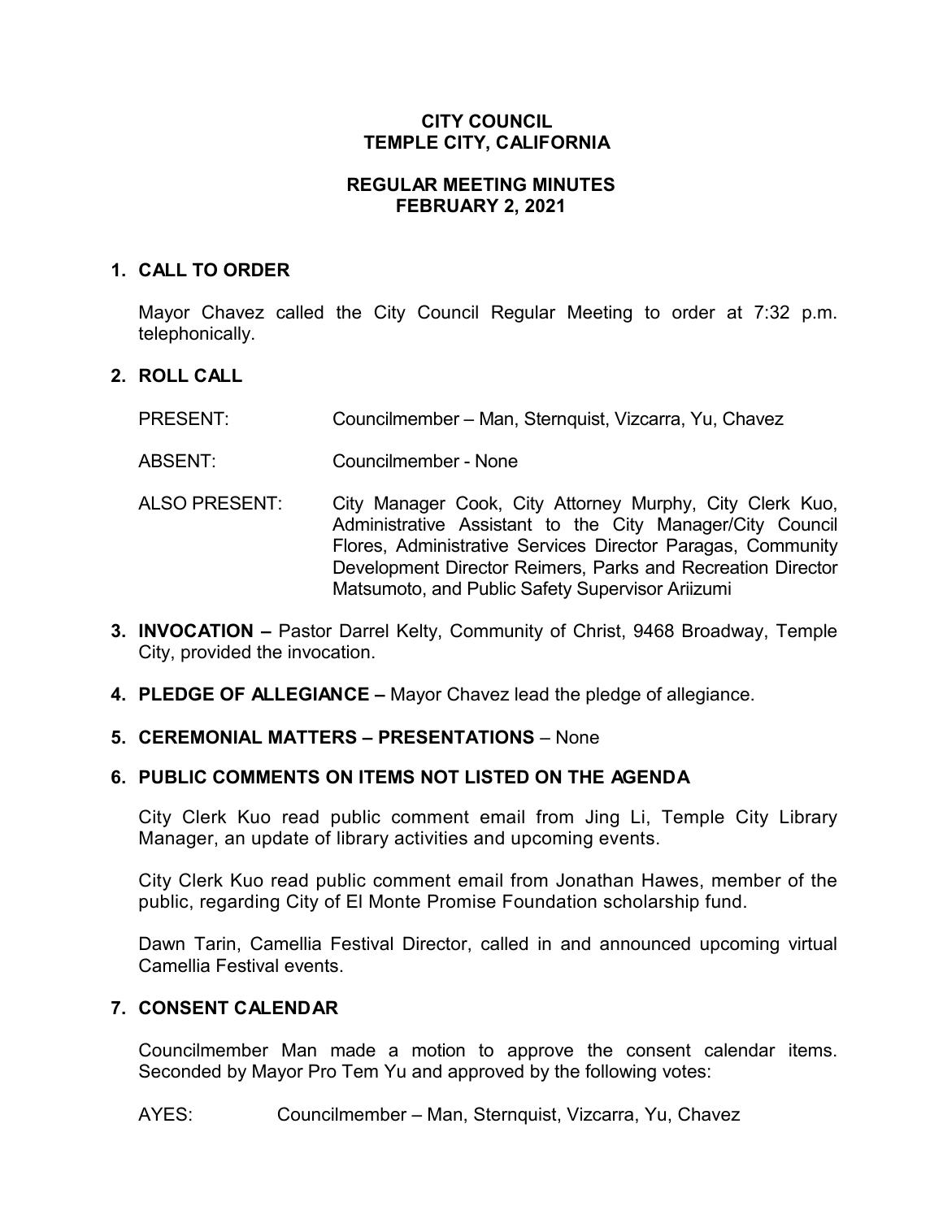# CITY COUNCIL
# TEMPLE CITY, CALIFORNIA

## REGULAR MEETING MINUTES
## FEBRUARY 2, 2021

**1. CALL TO ORDER**

Mayor Chavez called the City Council Regular Meeting to order at 7:32 p.m. telephonically.

**2. ROLL CALL**

PRESENT: Councilmember – Man, Sternquist, Vizcarra, Yu, Chavez

ABSENT: Councilmember - None

ALSO PRESENT: City Manager Cook, City Attorney Murphy, City Clerk Kuo, Administrative Assistant to the City Manager/City Council Flores, Administrative Services Director Paragas, Community Development Director Reimers, Parks and Recreation Director Matsumoto, and Public Safety Supervisor Ariizumi

**3. INVOCATION –** Pastor Darrel Kelty, Community of Christ, 9468 Broadway, Temple City, provided the invocation.

**4. PLEDGE OF ALLEGIANCE –** Mayor Chavez lead the pledge of allegiance.

**5. CEREMONIAL MATTERS – PRESENTATIONS** – None

**6. PUBLIC COMMENTS ON ITEMS NOT LISTED ON THE AGENDA**

City Clerk Kuo read public comment email from Jing Li, Temple City Library Manager, an update of library activities and upcoming events.

City Clerk Kuo read public comment email from Jonathan Hawes, member of the public, regarding City of El Monte Promise Foundation scholarship fund.

Dawn Tarin, Camellia Festival Director, called in and announced upcoming virtual Camellia Festival events.

**7. CONSENT CALENDAR**

Councilmember Man made a motion to approve the consent calendar items. Seconded by Mayor Pro Tem Yu and approved by the following votes:

AYES: Councilmember – Man, Sternquist, Vizcarra, Yu, Chavez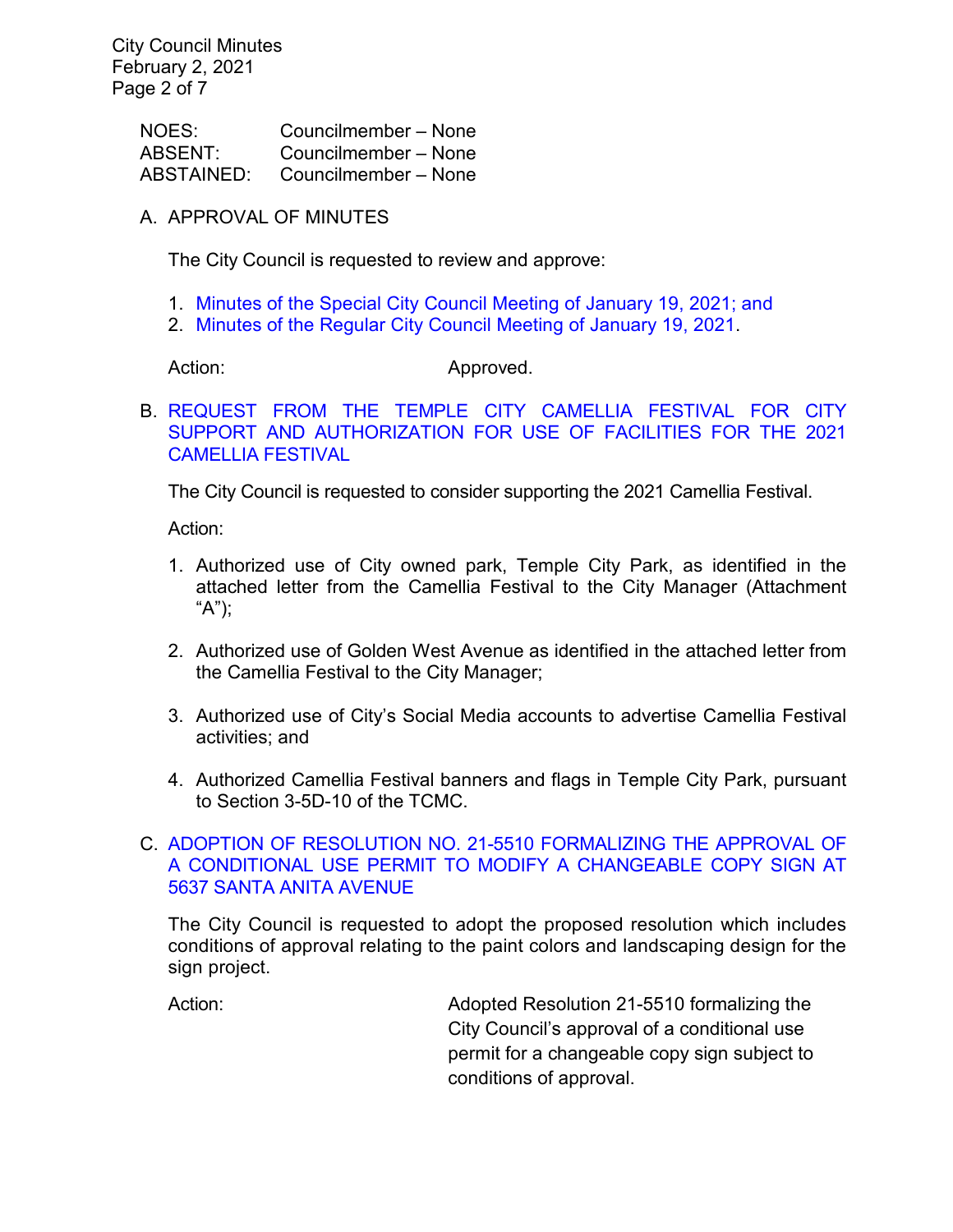| | |
|---|---|
| NOES: | Councilmember – None |
| ABSENT: | Councilmember – None |
| ABSTAINED: | Councilmember – None |

A. APPROVAL OF MINUTES

The City Council is requested to review and approve:

1. Minutes of the Special City Council Meeting of January 19, 2021; and
2. Minutes of the Regular City Council Meeting of January 19, 2021.

Action: Approved.

B. REQUEST FROM THE TEMPLE CITY CAMELLIA FESTIVAL FOR CITY SUPPORT AND AUTHORIZATION FOR USE OF FACILITIES FOR THE 2021 CAMELLIA FESTIVAL

The City Council is requested to consider supporting the 2021 Camellia Festival.

Action:

1. Authorized use of City owned park, Temple City Park, as identified in the attached letter from the Camellia Festival to the City Manager (Attachment "A");

2. Authorized use of Golden West Avenue as identified in the attached letter from the Camellia Festival to the City Manager;

3. Authorized use of City's Social Media accounts to advertise Camellia Festival activities; and

4. Authorized Camellia Festival banners and flags in Temple City Park, pursuant to Section 3-5D-10 of the TCMC.

C. ADOPTION OF RESOLUTION NO. 21-5510 FORMALIZING THE APPROVAL OF A CONDITIONAL USE PERMIT TO MODIFY A CHANGEABLE COPY SIGN AT 5637 SANTA ANITA AVENUE

The City Council is requested to adopt the proposed resolution which includes conditions of approval relating to the paint colors and landscaping design for the sign project.

Action: Adopted Resolution 21-5510 formalizing the City Council's approval of a conditional use permit for a changeable copy sign subject to conditions of approval.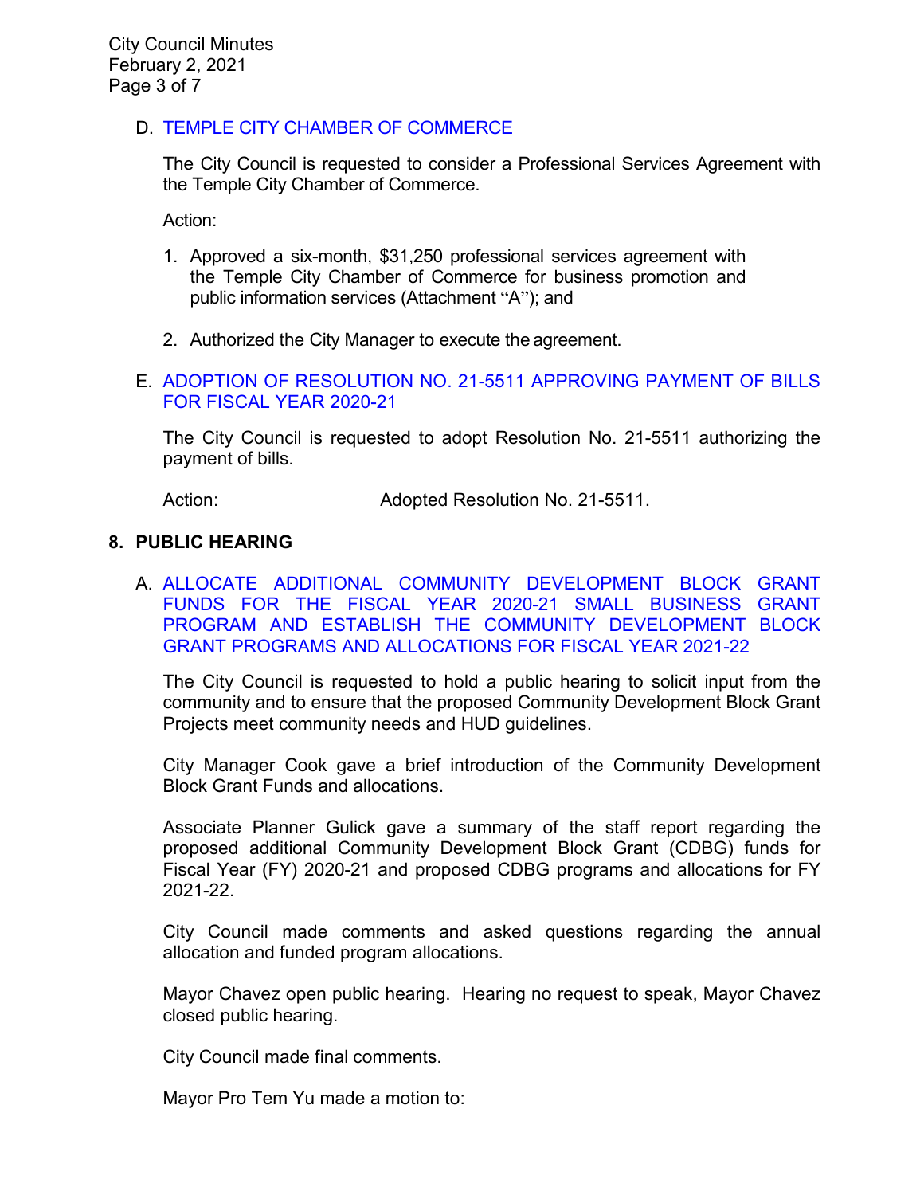D. TEMPLE CITY CHAMBER OF COMMERCE

The City Council is requested to consider a Professional Services Agreement with the Temple City Chamber of Commerce.

Action:

1. Approved a six-month, $31,250 professional services agreement with the Temple City Chamber of Commerce for business promotion and public information services (Attachment "A"); and

2. Authorized the City Manager to execute the agreement.

E. ADOPTION OF RESOLUTION NO. 21-5511 APPROVING PAYMENT OF BILLS FOR FISCAL YEAR 2020-21

The City Council is requested to adopt Resolution No. 21-5511 authorizing the payment of bills.

Action: Adopted Resolution No. 21-5511.

## 8. PUBLIC HEARING

A. ALLOCATE ADDITIONAL COMMUNITY DEVELOPMENT BLOCK GRANT FUNDS FOR THE FISCAL YEAR 2020-21 SMALL BUSINESS GRANT PROGRAM AND ESTABLISH THE COMMUNITY DEVELOPMENT BLOCK GRANT PROGRAMS AND ALLOCATIONS FOR FISCAL YEAR 2021-22

The City Council is requested to hold a public hearing to solicit input from the community and to ensure that the proposed Community Development Block Grant Projects meet community needs and HUD guidelines.

City Manager Cook gave a brief introduction of the Community Development Block Grant Funds and allocations.

Associate Planner Gulick gave a summary of the staff report regarding the proposed additional Community Development Block Grant (CDBG) funds for Fiscal Year (FY) 2020-21 and proposed CDBG programs and allocations for FY 2021-22.

City Council made comments and asked questions regarding the annual allocation and funded program allocations.

Mayor Chavez open public hearing. Hearing no request to speak, Mayor Chavez closed public hearing.

City Council made final comments.

Mayor Pro Tem Yu made a motion to: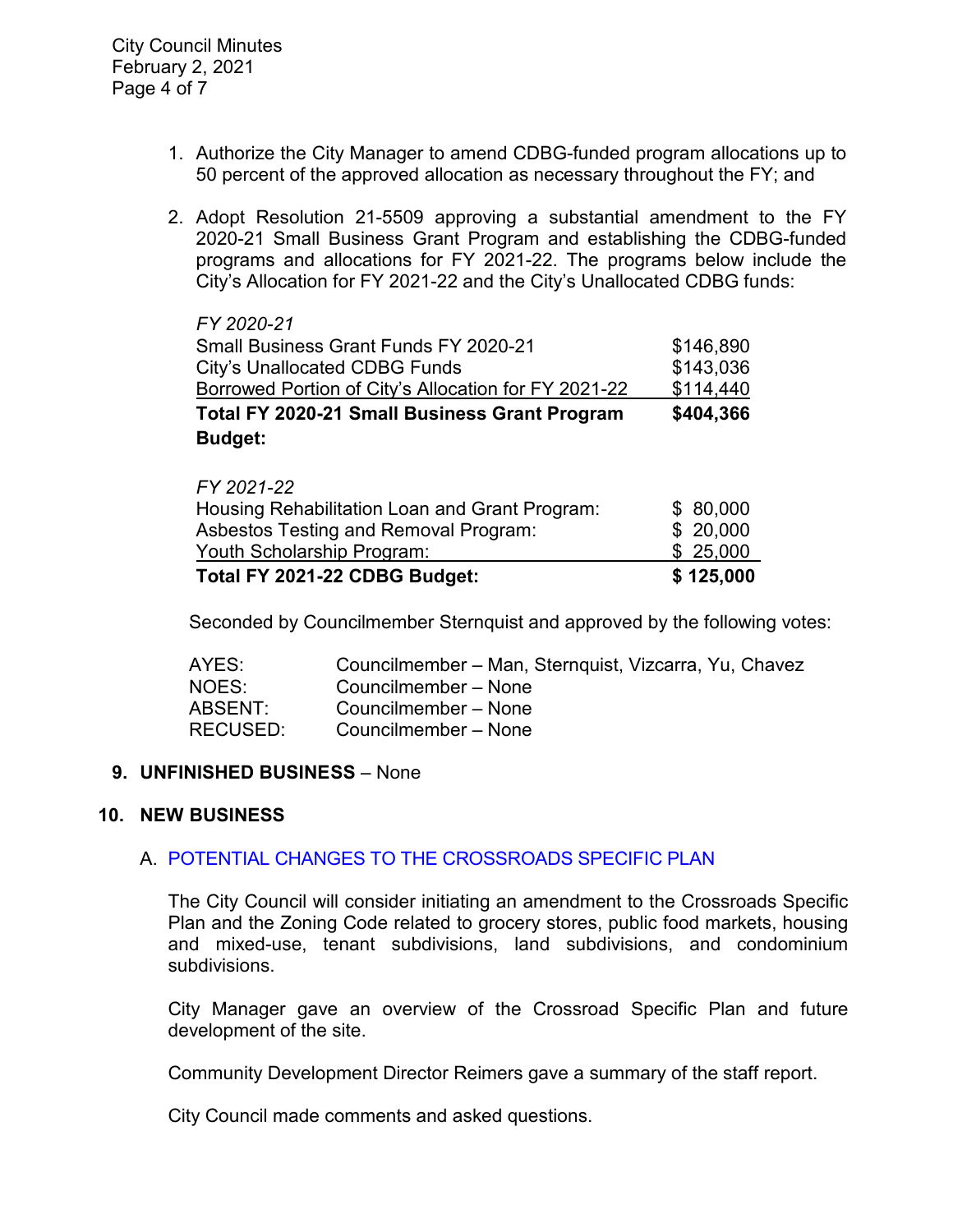1. Authorize the City Manager to amend CDBG-funded program allocations up to 50 percent of the approved allocation as necessary throughout the FY; and

2. Adopt Resolution 21-5509 approving a substantial amendment to the FY 2020-21 Small Business Grant Program and establishing the CDBG-funded programs and allocations for FY 2021-22. The programs below include the City's Allocation for FY 2021-22 and the City's Unallocated CDBG funds:

| *FY 2020-21* | |
|---|---|
| Small Business Grant Funds FY 2020-21 | $146,890 |
| City's Unallocated CDBG Funds | $143,036 |
| Borrowed Portion of City's Allocation for FY 2021-22 | $114,440 |
| **Total FY 2020-21 Small Business Grant Program Budget:** | **$404,366** |

| *FY 2021-22* | |
|---|---|
| Housing Rehabilitation Loan and Grant Program: | $ 80,000 |
| Asbestos Testing and Removal Program: | $ 20,000 |
| Youth Scholarship Program: | $ 25,000 |
| **Total FY 2021-22 CDBG Budget:** | **$ 125,000** |

Seconded by Councilmember Sternquist and approved by the following votes:

| | |
|---|---|
| AYES: | Councilmember – Man, Sternquist, Vizcarra, Yu, Chavez |
| NOES: | Councilmember – None |
| ABSENT: | Councilmember – None |
| RECUSED: | Councilmember – None |

**9. UNFINISHED BUSINESS** – None

**10. NEW BUSINESS**

A. POTENTIAL CHANGES TO THE CROSSROADS SPECIFIC PLAN

The City Council will consider initiating an amendment to the Crossroads Specific Plan and the Zoning Code related to grocery stores, public food markets, housing and mixed-use, tenant subdivisions, land subdivisions, and condominium subdivisions.

City Manager gave an overview of the Crossroad Specific Plan and future development of the site.

Community Development Director Reimers gave a summary of the staff report.

City Council made comments and asked questions.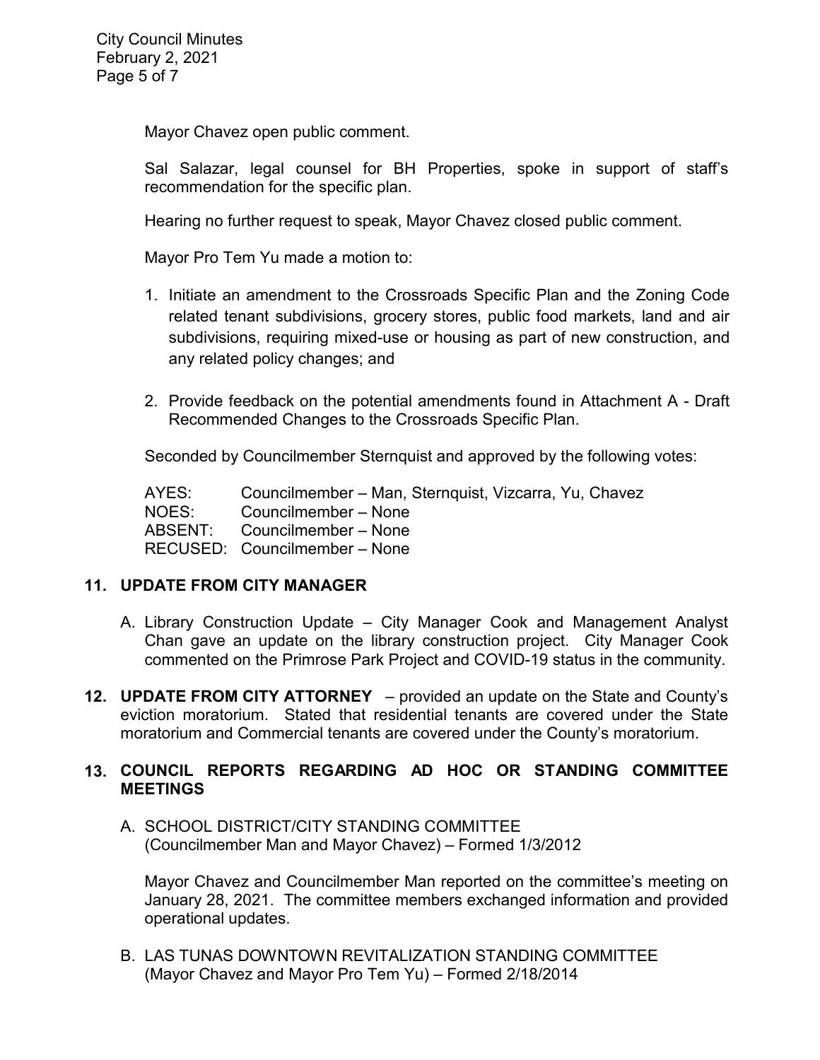Mayor Chavez open public comment.

Sal Salazar, legal counsel for BH Properties, spoke in support of staff's recommendation for the specific plan.

Hearing no further request to speak, Mayor Chavez closed public comment.

Mayor Pro Tem Yu made a motion to:

1. Initiate an amendment to the Crossroads Specific Plan and the Zoning Code related tenant subdivisions, grocery stores, public food markets, land and air subdivisions, requiring mixed-use or housing as part of new construction, and any related policy changes; and

2. Provide feedback on the potential amendments found in Attachment A - Draft Recommended Changes to the Crossroads Specific Plan.

Seconded by Councilmember Sternquist and approved by the following votes:

AYES: Councilmember – Man, Sternquist, Vizcarra, Yu, Chavez
NOES: Councilmember – None
ABSENT: Councilmember – None
RECUSED: Councilmember – None

## 11. UPDATE FROM CITY MANAGER

A. Library Construction Update – City Manager Cook and Management Analyst Chan gave an update on the library construction project. City Manager Cook commented on the Primrose Park Project and COVID-19 status in the community.

## 12. UPDATE FROM CITY ATTORNEY

– provided an update on the State and County's eviction moratorium. Stated that residential tenants are covered under the State moratorium and Commercial tenants are covered under the County's moratorium.

## 13. COUNCIL REPORTS REGARDING AD HOC OR STANDING COMMITTEE MEETINGS

A. SCHOOL DISTRICT/CITY STANDING COMMITTEE
(Councilmember Man and Mayor Chavez) – Formed 1/3/2012

Mayor Chavez and Councilmember Man reported on the committee's meeting on January 28, 2021. The committee members exchanged information and provided operational updates.

B. LAS TUNAS DOWNTOWN REVITALIZATION STANDING COMMITTEE
(Mayor Chavez and Mayor Pro Tem Yu) – Formed 2/18/2014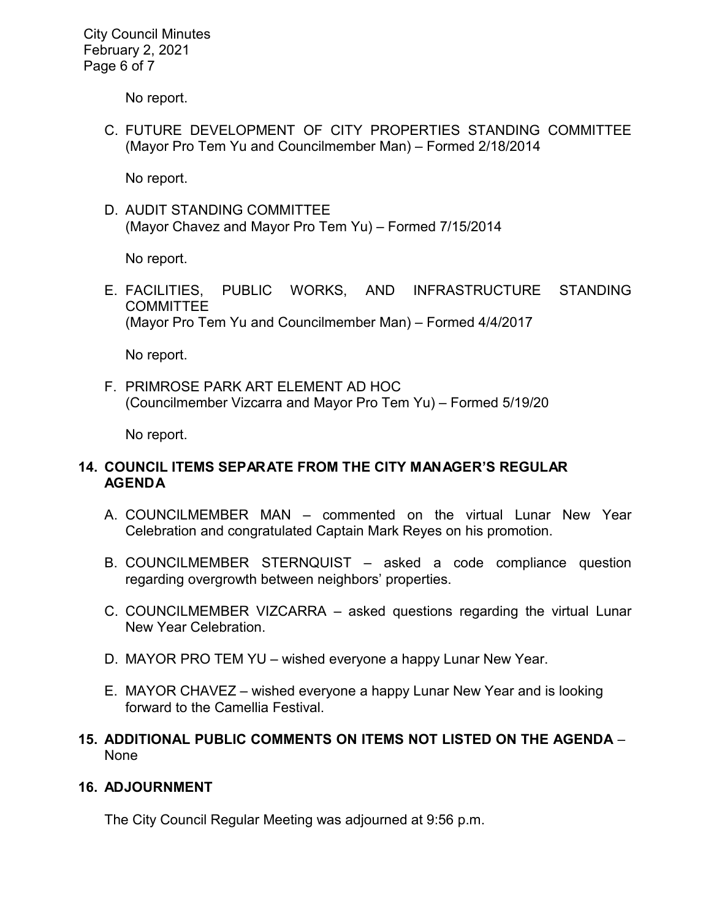No report.

C. FUTURE DEVELOPMENT OF CITY PROPERTIES STANDING COMMITTEE (Mayor Pro Tem Yu and Councilmember Man) – Formed 2/18/2014

No report.

D. AUDIT STANDING COMMITTEE (Mayor Chavez and Mayor Pro Tem Yu) – Formed 7/15/2014

No report.

E. FACILITIES, PUBLIC WORKS, AND INFRASTRUCTURE STANDING COMMITTEE (Mayor Pro Tem Yu and Councilmember Man) – Formed 4/4/2017

No report.

F. PRIMROSE PARK ART ELEMENT AD HOC (Councilmember Vizcarra and Mayor Pro Tem Yu) – Formed 5/19/20

No report.

**14. COUNCIL ITEMS SEPARATE FROM THE CITY MANAGER'S REGULAR AGENDA**

A. COUNCILMEMBER MAN – commented on the virtual Lunar New Year Celebration and congratulated Captain Mark Reyes on his promotion.

B. COUNCILMEMBER STERNQUIST – asked a code compliance question regarding overgrowth between neighbors' properties.

C. COUNCILMEMBER VIZCARRA – asked questions regarding the virtual Lunar New Year Celebration.

D. MAYOR PRO TEM YU – wished everyone a happy Lunar New Year.

E. MAYOR CHAVEZ – wished everyone a happy Lunar New Year and is looking forward to the Camellia Festival.

**15. ADDITIONAL PUBLIC COMMENTS ON ITEMS NOT LISTED ON THE AGENDA** – None

**16. ADJOURNMENT**

The City Council Regular Meeting was adjourned at 9:56 p.m.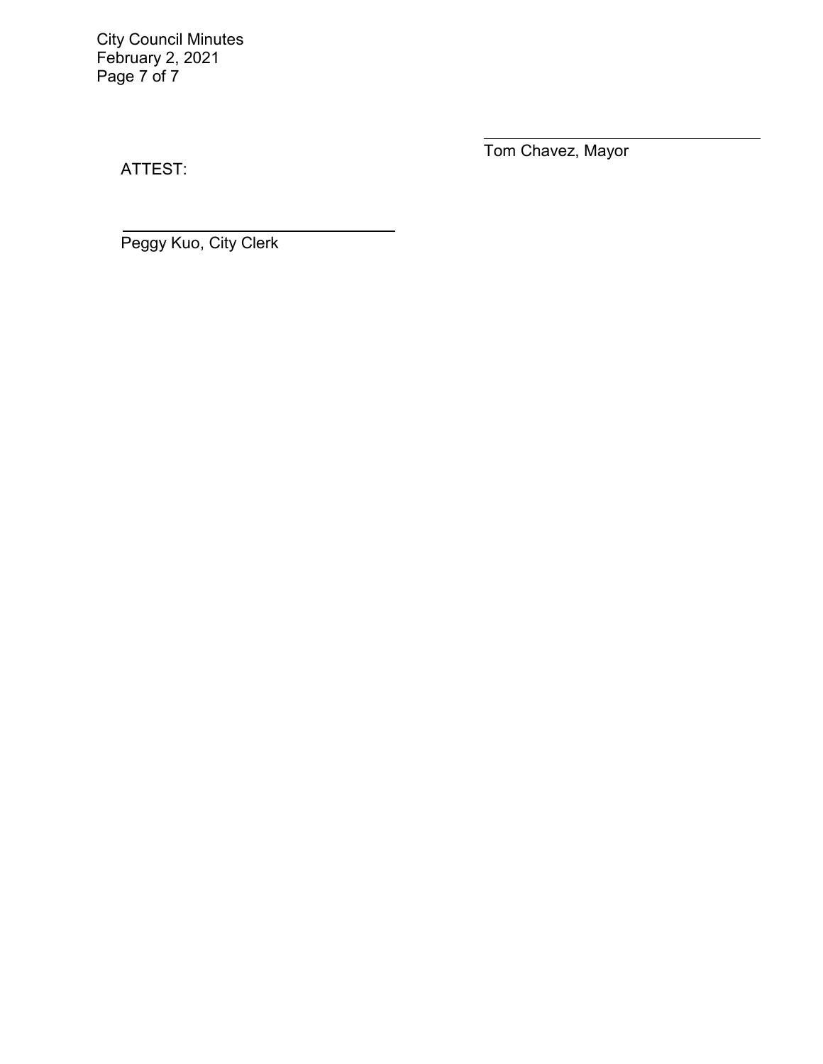\_\_\_\_\_\_\_\_\_\_\_\_\_\_\_\_\_\_\_\_\_\_\_\_\_\_\_\_\_\_\_\_\_\_

Tom Chavez, Mayor

ATTEST:

\_\_\_\_\_\_\_\_\_\_\_\_\_\_\_\_\_\_\_\_\_\_\_\_\_\_\_\_\_\_\_\_\_\_

Peggy Kuo, City Clerk